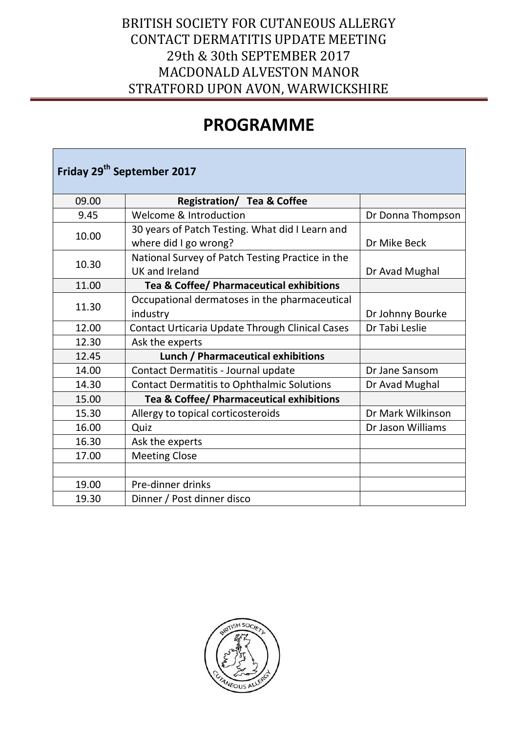BRITISH SOCIETY FOR CUTANEOUS ALLERGY
CONTACT DERMATITIS UPDATE MEETING
29th & 30th SEPTEMBER 2017
MACDONALD ALVESTON MANOR
STRATFORD UPON AVON, WARWICKSHIRE

# PROGRAMME

| Friday 29th September 2017 | | |
|---|---|---|
| 09.00 | **Registration/ Tea & Coffee** | |
| 9.45 | Welcome & Introduction | Dr Donna Thompson |
| 10.00 | 30 years of Patch Testing. What did I Learn and where did I go wrong? | Dr Mike Beck |
| 10.30 | National Survey of Patch Testing Practice in the UK and Ireland | Dr Avad Mughal |
| 11.00 | **Tea & Coffee/ Pharmaceutical exhibitions** | |
| 11.30 | Occupational dermatoses in the pharmaceutical industry | Dr Johnny Bourke |
| 12.00 | Contact Urticaria Update Through Clinical Cases | Dr Tabi Leslie |
| 12.30 | Ask the experts | |
| 12.45 | **Lunch / Pharmaceutical exhibitions** | |
| 14.00 | Contact Dermatitis - Journal update | Dr Jane Sansom |
| 14.30 | Contact Dermatitis to Ophthalmic Solutions | Dr Avad Mughal |
| 15.00 | **Tea & Coffee/ Pharmaceutical exhibitions** | |
| 15.30 | Allergy to topical corticosteroids | Dr Mark Wilkinson |
| 16.00 | Quiz | Dr Jason Williams |
| 16.30 | Ask the experts | |
| 17.00 | Meeting Close | |
| | | |
| 19.00 | Pre-dinner drinks | |
| 19.30 | Dinner / Post dinner disco | |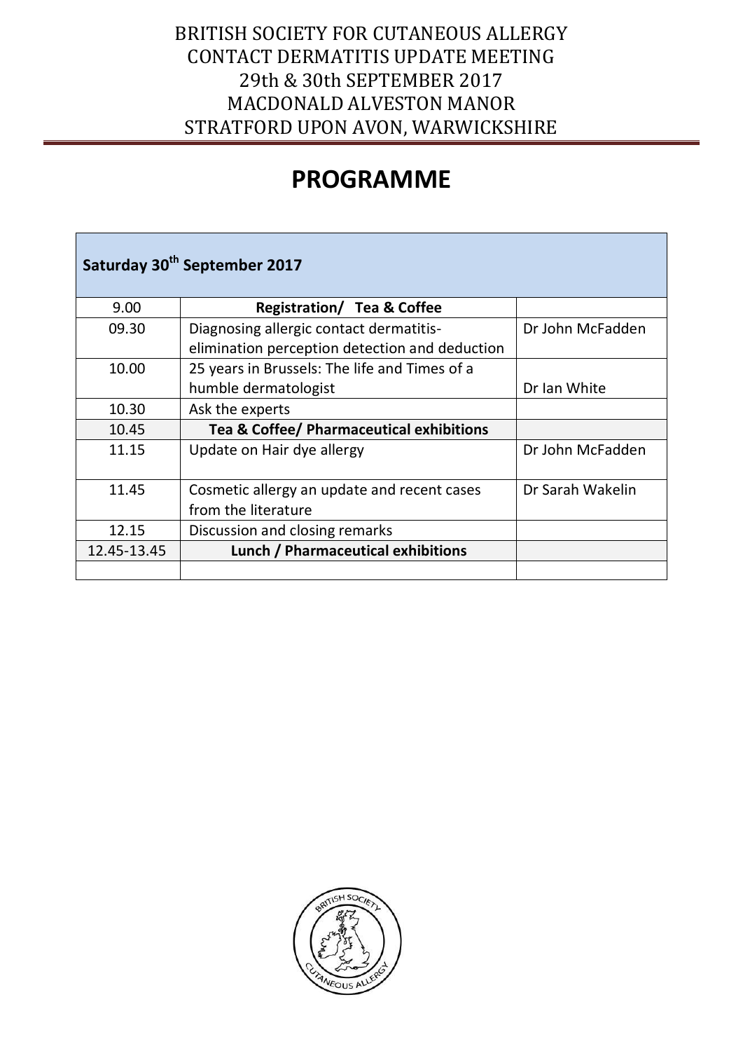BRITISH SOCIETY FOR CUTANEOUS ALLERGY
CONTACT DERMATITIS UPDATE MEETING
29th & 30th SEPTEMBER 2017
MACDONALD ALVESTON MANOR
STRATFORD UPON AVON, WARWICKSHIRE

# PROGRAMME

| **Saturday 30th September 2017** | | |
|---|---|---|
| 9.00 | **Registration/ Tea & Coffee** | |
| 09.30 | Diagnosing allergic contact dermatitis- elimination perception detection and deduction | Dr John McFadden |
| 10.00 | 25 years in Brussels: The life and Times of a humble dermatologist | Dr Ian White |
| 10.30 | Ask the experts | |
| 10.45 | **Tea & Coffee/ Pharmaceutical exhibitions** | |
| 11.15 | Update on Hair dye allergy | Dr John McFadden |
| 11.45 | Cosmetic allergy an update and recent cases from the literature | Dr Sarah Wakelin |
| 12.15 | Discussion and closing remarks | |
| 12.45-13.45 | **Lunch / Pharmaceutical exhibitions** | |
| | | |